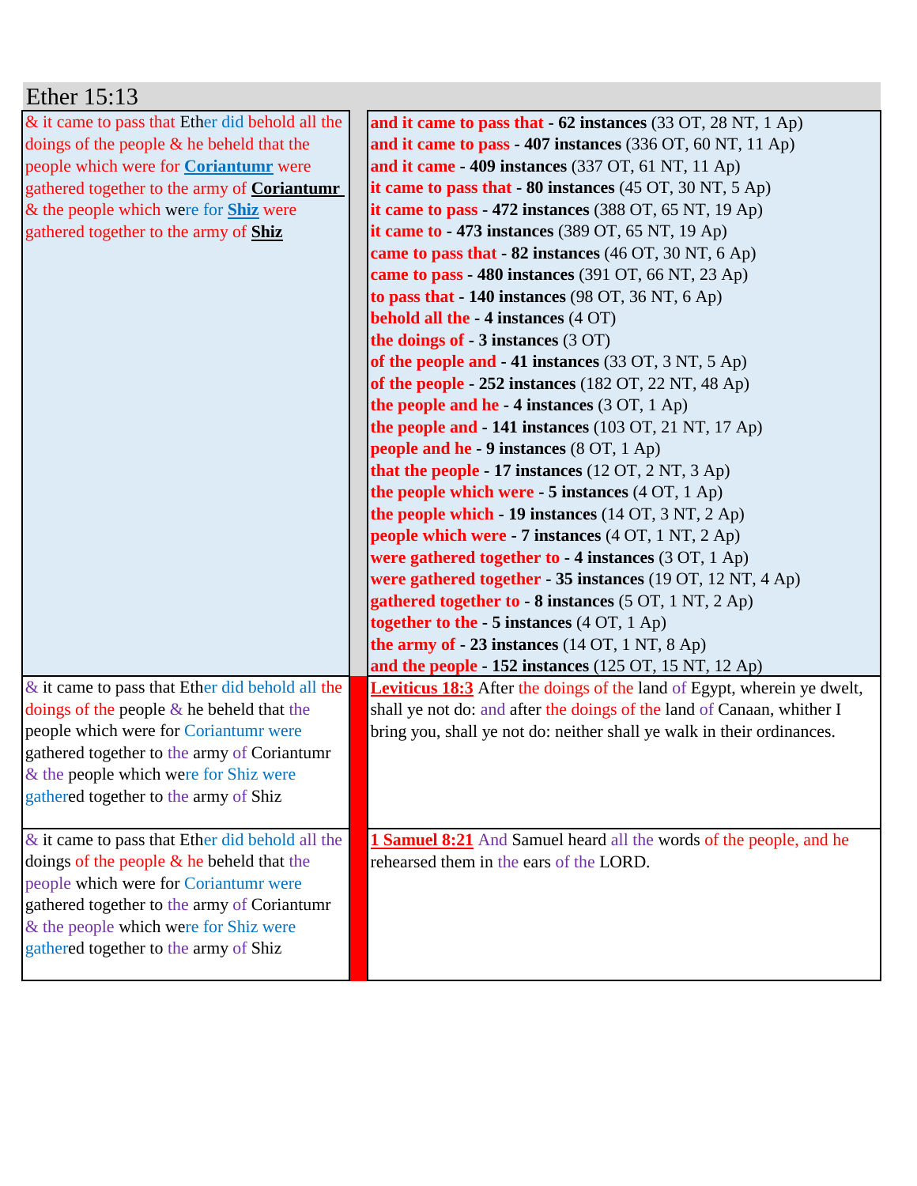# Ether 15:13

| | |
|---|---|
| & it came to pass that Ether did behold all the doings of the people & he beheld that the people which were for **Coriantumr** were gathered together to the army of **Coriantumr** & the people which were for **Shiz** were gathered together to the army of **Shiz** | **and it came to pass that** - **62 instances** (33 OT, 28 NT, 1 Ap)<br>**and it came to pass** - **407 instances** (336 OT, 60 NT, 11 Ap)<br>**and it came** - **409 instances** (337 OT, 61 NT, 11 Ap)<br>**it came to pass that** - **80 instances** (45 OT, 30 NT, 5 Ap)<br>**it came to pass** - **472 instances** (388 OT, 65 NT, 19 Ap)<br>**it came to** - **473 instances** (389 OT, 65 NT, 19 Ap)<br>**came to pass that** - **82 instances** (46 OT, 30 NT, 6 Ap)<br>**came to pass** - **480 instances** (391 OT, 66 NT, 23 Ap)<br>**to pass that** - **140 instances** (98 OT, 36 NT, 6 Ap)<br>**behold all the** - **4 instances** (4 OT)<br>**the doings of** - **3 instances** (3 OT)<br>**of the people and** - **41 instances** (33 OT, 3 NT, 5 Ap)<br>**of the people** - **252 instances** (182 OT, 22 NT, 48 Ap)<br>**the people and he** - **4 instances** (3 OT, 1 Ap)<br>**the people and** - **141 instances** (103 OT, 21 NT, 17 Ap)<br>**people and he** - **9 instances** (8 OT, 1 Ap)<br>**that the people** - **17 instances** (12 OT, 2 NT, 3 Ap)<br>**the people which were** - **5 instances** (4 OT, 1 Ap)<br>**the people which** - **19 instances** (14 OT, 3 NT, 2 Ap)<br>**people which were** - **7 instances** (4 OT, 1 NT, 2 Ap)<br>**were gathered together to** - **4 instances** (3 OT, 1 Ap)<br>**were gathered together** - **35 instances** (19 OT, 12 NT, 4 Ap)<br>**gathered together to** - **8 instances** (5 OT, 1 NT, 2 Ap)<br>**together to the** - **5 instances** (4 OT, 1 Ap)<br>**the army of** - **23 instances** (14 OT, 1 NT, 8 Ap)<br>**and the people** - **152 instances** (125 OT, 15 NT, 12 Ap) |
| & it came to pass that Ether did behold all the doings of the people & he beheld that the people which were for Coriantumr were gathered together to the army of Coriantumr & the people which were for Shiz were gathered together to the army of Shiz | **Leviticus 18:3** After the doings of the land of Egypt, wherein ye dwelt, shall ye not do: and after the doings of the land of Canaan, whither I bring you, shall ye not do: neither shall ye walk in their ordinances. |
| & it came to pass that Ether did behold all the doings of the people & he beheld that the people which were for Coriantumr were gathered together to the army of Coriantumr & the people which were for Shiz were gathered together to the army of Shiz | **1 Samuel 8:21** And Samuel heard all the words of the people, and he rehearsed them in the ears of the LORD. |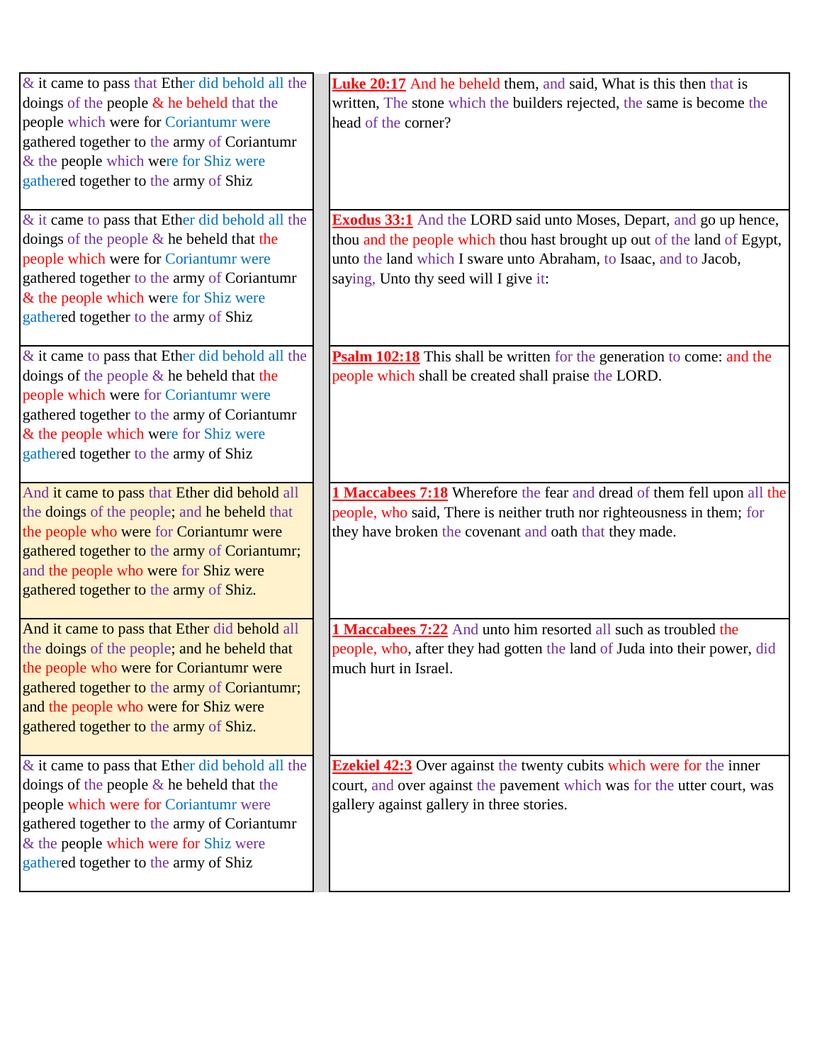| | |
|---|---|
| & it came to pass that Ether did behold all the doings of the people & he beheld that the people which were for Coriantumr were gathered together to the army of Coriantumr & the people which were for Shiz were gathered together to the army of Shiz | **Luke 20:17** And he beheld them, and said, What is this then that is written, The stone which the builders rejected, the same is become the head of the corner? |
| & it came to pass that Ether did behold all the doings of the people & he beheld that the people which were for Coriantumr were gathered together to the army of Coriantumr & the people which were for Shiz were gathered together to the army of Shiz | **Exodus 33:1** And the LORD said unto Moses, Depart, and go up hence, thou and the people which thou hast brought up out of the land of Egypt, unto the land which I sware unto Abraham, to Isaac, and to Jacob, saying, Unto thy seed will I give it: |
| & it came to pass that Ether did behold all the doings of the people & he beheld that the people which were for Coriantumr were gathered together to the army of Coriantumr & the people which were for Shiz were gathered together to the army of Shiz | **Psalm 102:18** This shall be written for the generation to come: and the people which shall be created shall praise the LORD. |
| And it came to pass that Ether did behold all the doings of the people; and he beheld that the people who were for Coriantumr were gathered together to the army of Coriantumr; and the people who were for Shiz were gathered together to the army of Shiz. | **1 Maccabees 7:18** Wherefore the fear and dread of them fell upon all the people, who said, There is neither truth nor righteousness in them; for they have broken the covenant and oath that they made. |
| And it came to pass that Ether did behold all the doings of the people; and he beheld that the people who were for Coriantumr were gathered together to the army of Coriantumr; and the people who were for Shiz were gathered together to the army of Shiz. | **1 Maccabees 7:22** And unto him resorted all such as troubled the people, who, after they had gotten the land of Juda into their power, did much hurt in Israel. |
| & it came to pass that Ether did behold all the doings of the people & he beheld that the people which were for Coriantumr were gathered together to the army of Coriantumr & the people which were for Shiz were gathered together to the army of Shiz | **Ezekiel 42:3** Over against the twenty cubits which were for the inner court, and over against the pavement which was for the utter court, was gallery against gallery in three stories. |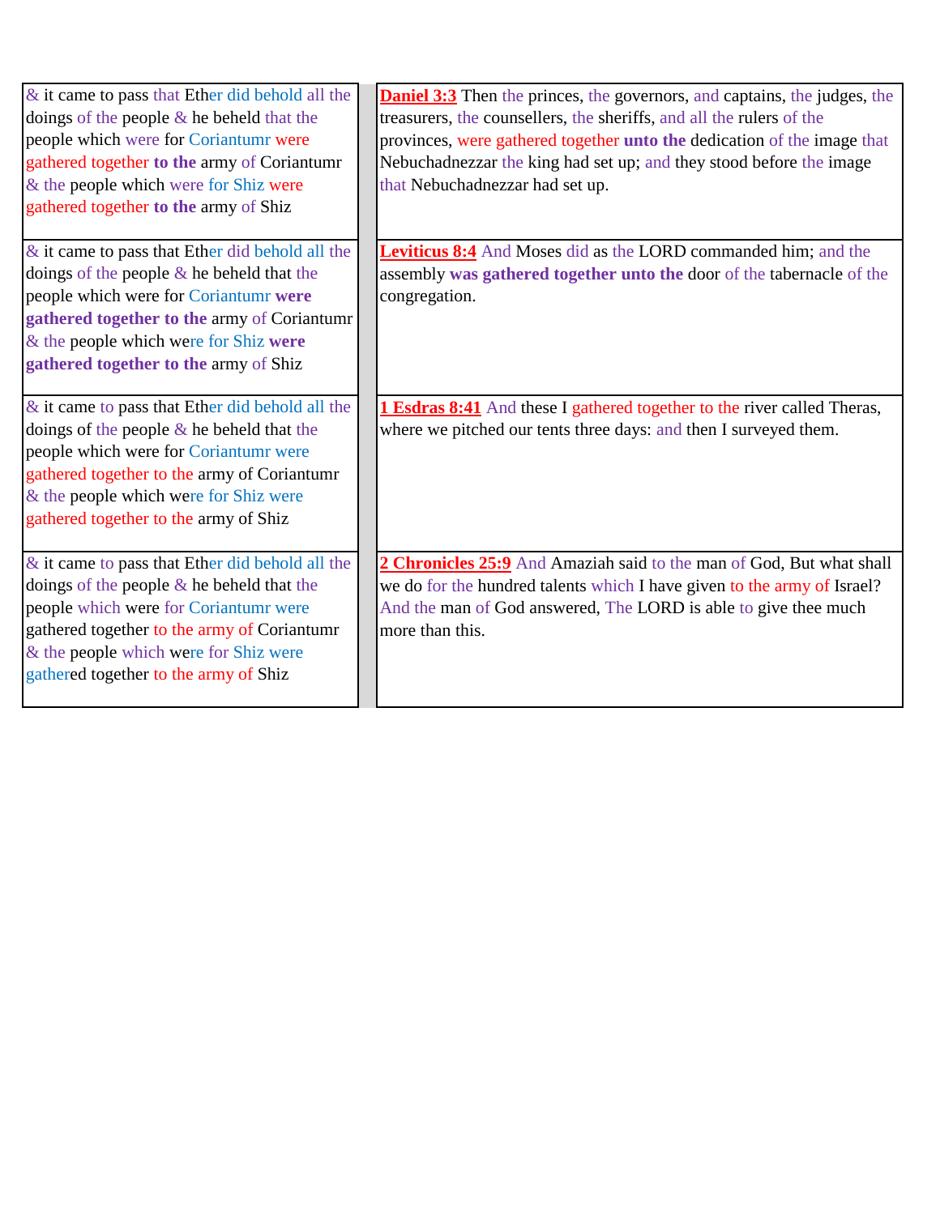| | |
|---|---|
| & it came to pass that Ether did behold all the doings of the people & he beheld that the people which were for Coriantumr were gathered together **to the** army of Coriantumr & the people which were for Shiz were gathered together **to the** army of Shiz | **Daniel 3:3** Then the princes, the governors, and captains, the judges, the treasurers, the counsellers, the sheriffs, and all the rulers of the provinces, were gathered together **unto the** dedication of the image that Nebuchadnezzar the king had set up; and they stood before the image that Nebuchadnezzar had set up. |
| & it came to pass that Ether did behold all the doings of the people & he beheld that the people which were for Coriantumr **were gathered together to the** army of Coriantumr & the people which were for Shiz **were gathered together to the** army of Shiz | **Leviticus 8:4** And Moses did as the LORD commanded him; and the assembly **was gathered together unto the** door of the tabernacle of the congregation. |
| & it came to pass that Ether did behold all the doings of the people & he beheld that the people which were for Coriantumr were gathered together to the army of Coriantumr & the people which were for Shiz were gathered together to the army of Shiz | **1 Esdras 8:41** And these I gathered together to the river called Theras, where we pitched our tents three days: and then I surveyed them. |
| & it came to pass that Ether did behold all the doings of the people & he beheld that the people which were for Coriantumr were gathered together to the army of Coriantumr & the people which were for Shiz were gathered together to the army of Shiz | **2 Chronicles 25:9** And Amaziah said to the man of God, But what shall we do for the hundred talents which I have given to the army of Israel? And the man of God answered, The LORD is able to give thee much more than this. |